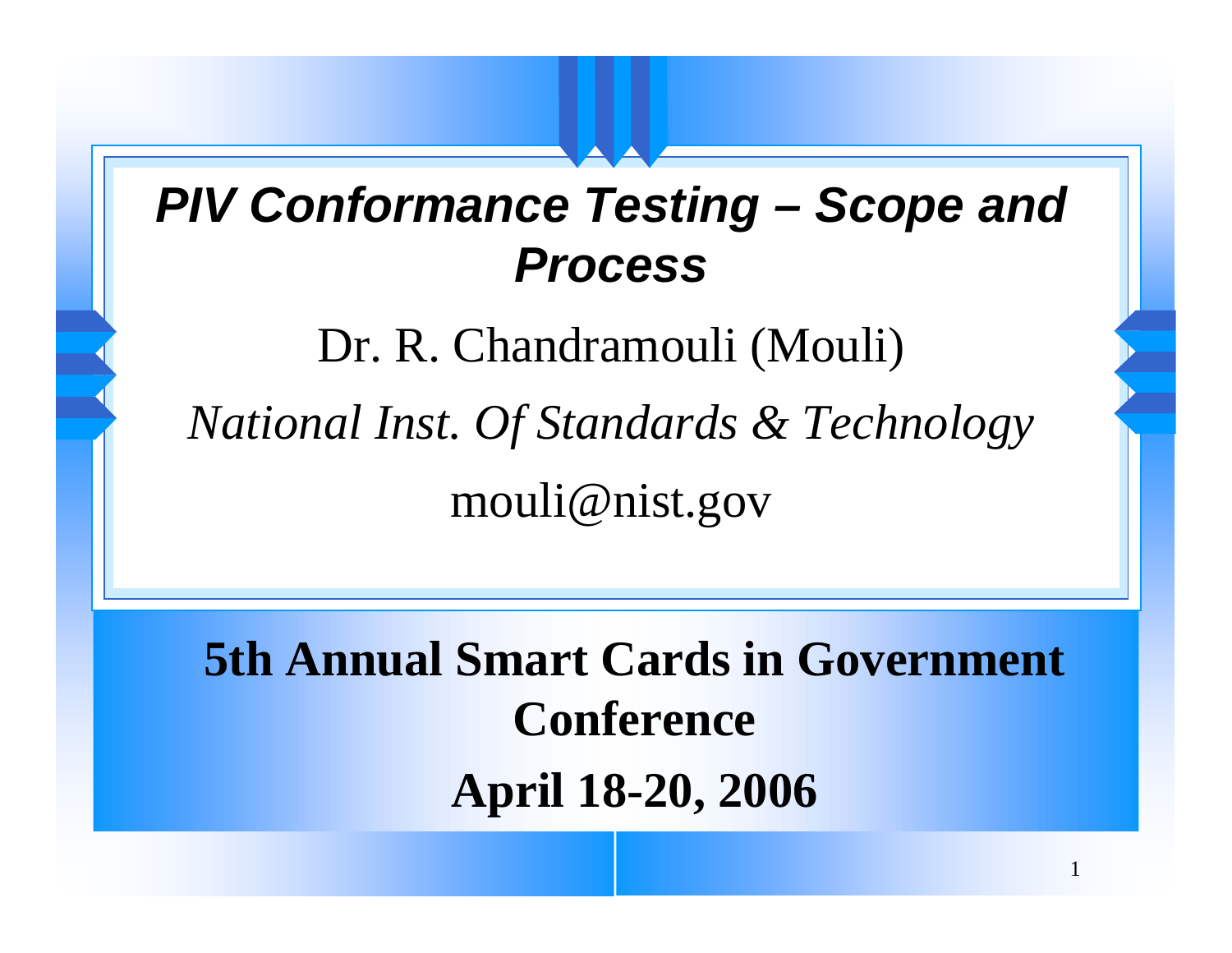# *PIV Conformance Testing – Scope and Process*

Dr. R. Chandramouli (Mouli)

*National Inst. Of Standards & Technology*

mouli@nist.gov

**5th Annual Smart Cards in Government Conference**

**April 18-20, 2006**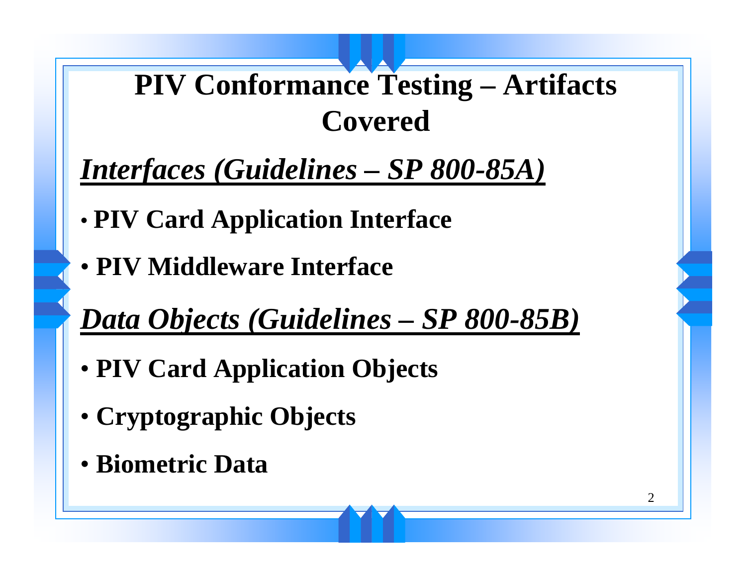# PIV Conformance Testing – Artifacts Covered

***Interfaces (Guidelines – SP 800-85A)***

- **PIV Card Application Interface**
- **PIV Middleware Interface**

***Data Objects (Guidelines – SP 800-85B)***

- **PIV Card Application Objects**
- **Cryptographic Objects**
- **Biometric Data**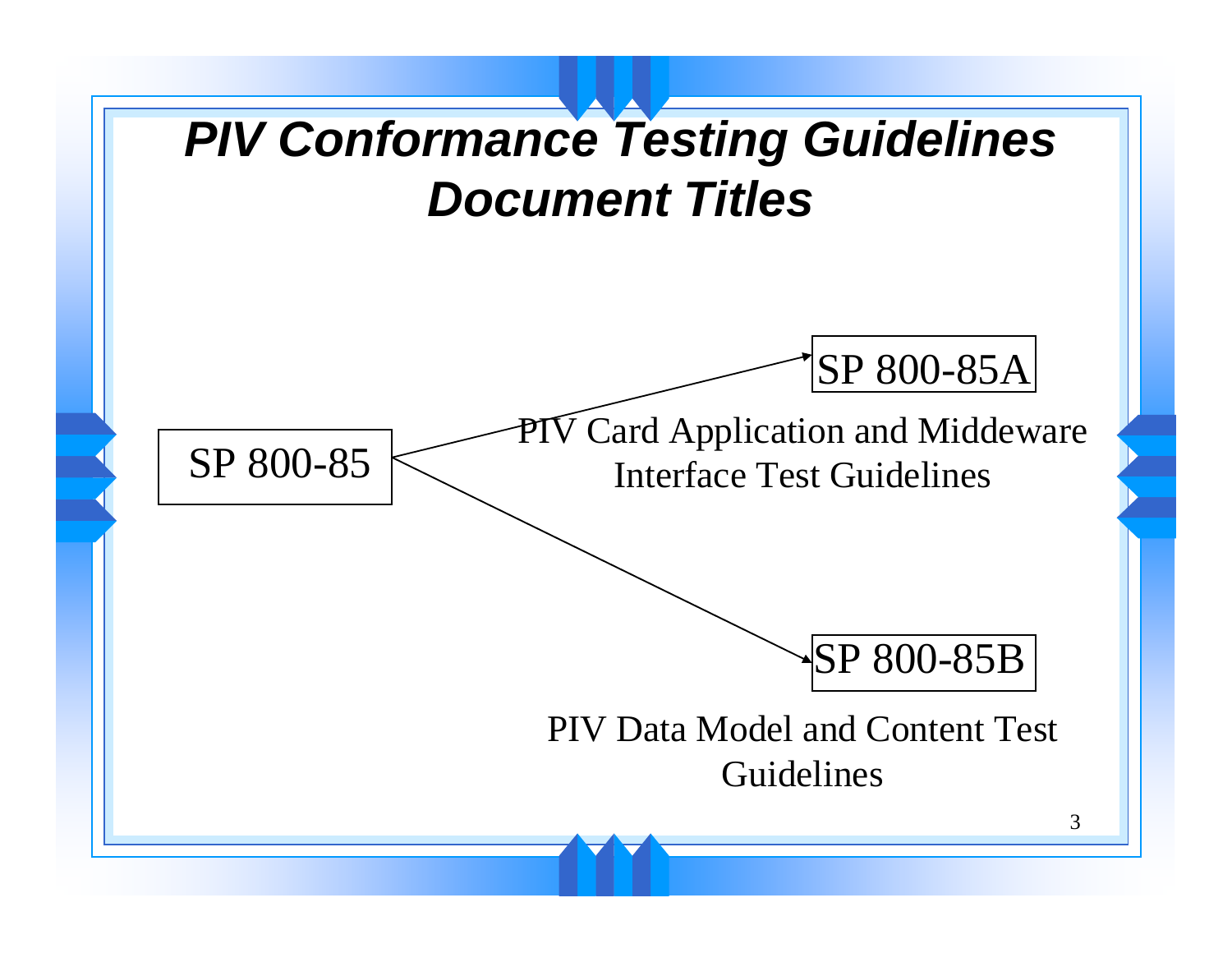# PIV Conformance Testing Guidelines Document Titles

SP 800-85

SP 800-85A

PIV Card Application and Middeware Interface Test Guidelines

SP 800-85B

PIV Data Model and Content Test Guidelines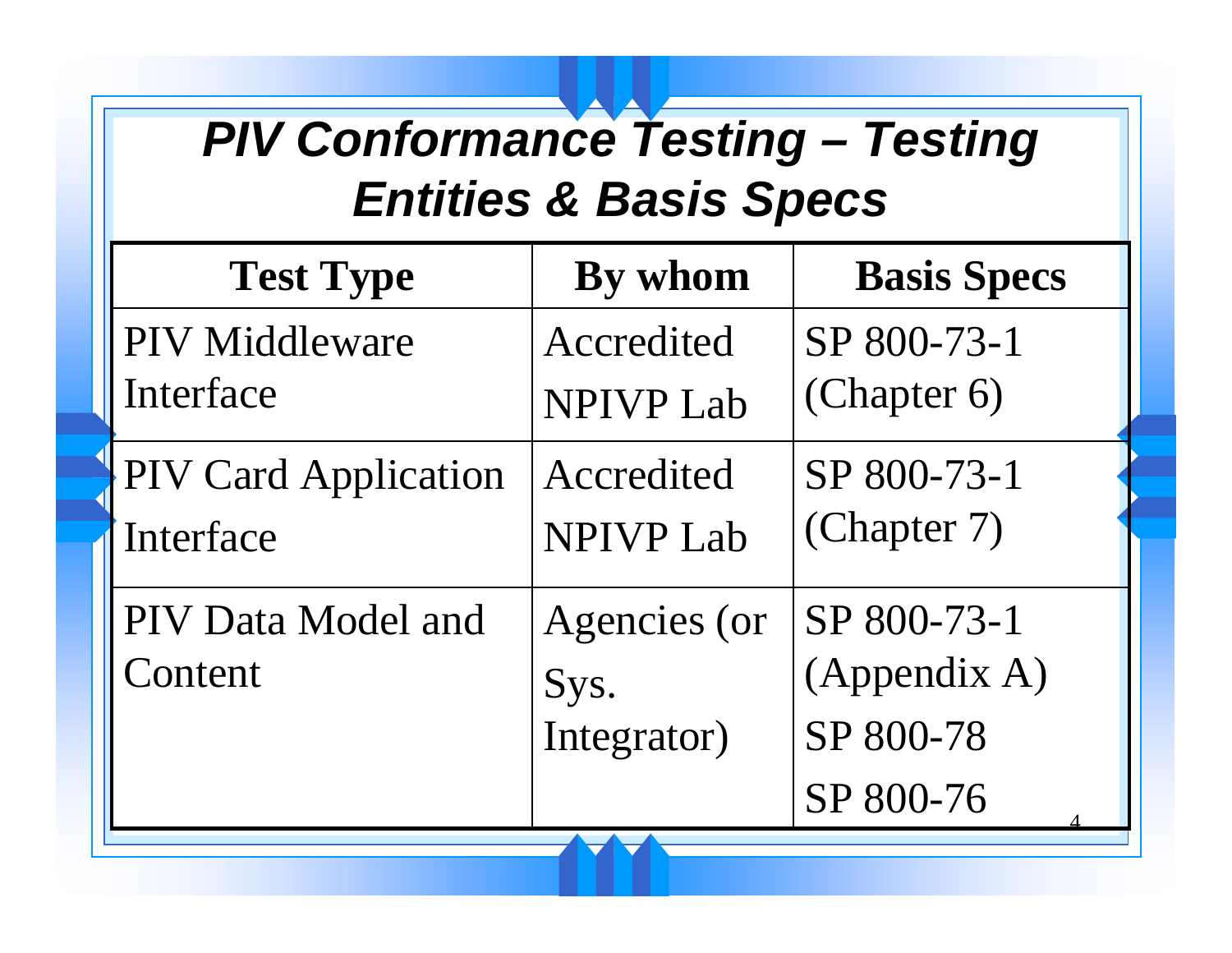# *PIV Conformance Testing – Testing Entities & Basis Specs*

| Test Type | By whom | Basis Specs |
|---|---|---|
| PIV Middleware Interface | Accredited NPIVP Lab | SP 800-73-1 (Chapter 6) |
| PIV Card Application Interface | Accredited NPIVP Lab | SP 800-73-1 (Chapter 7) |
| PIV Data Model and Content | Agencies (or Sys. Integrator) | SP 800-73-1 (Appendix A)<br>SP 800-78<br>SP 800-76 |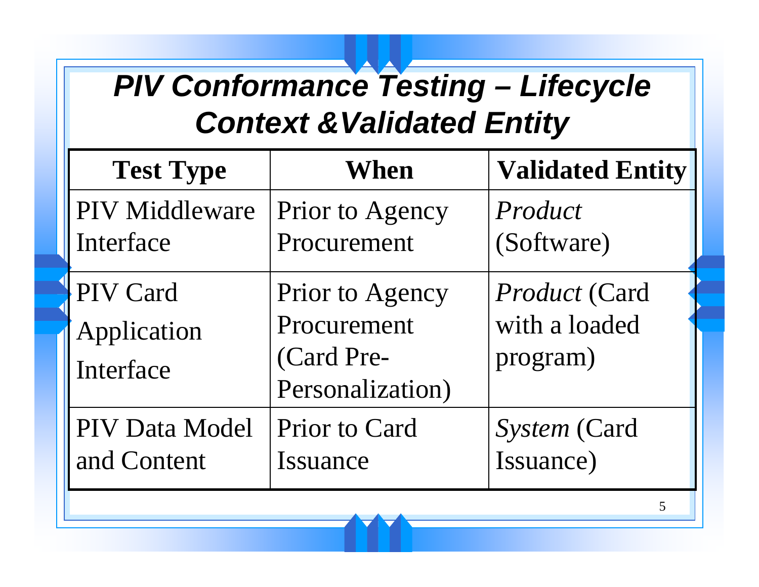# *PIV Conformance Testing – Lifecycle Context &Validated Entity*

| Test Type | When | Validated Entity |
| --- | --- | --- |
| PIV Middleware Interface | Prior to Agency Procurement | *Product* (Software) |
| PIV Card Application Interface | Prior to Agency Procurement (Card Pre-Personalization) | *Product* (Card with a loaded program) |
| PIV Data Model and Content | Prior to Card Issuance | *System* (Card Issuance) |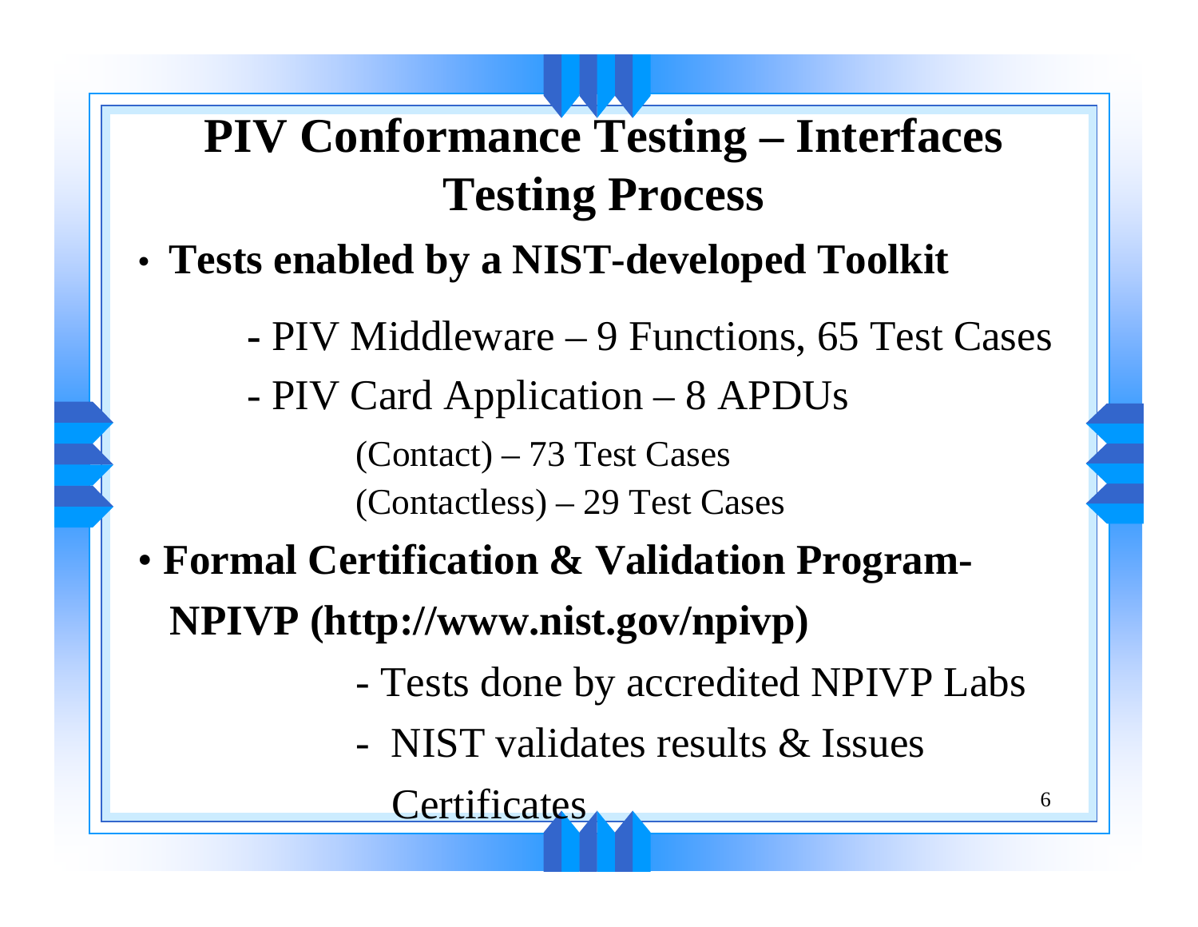# PIV Conformance Testing – Interfaces Testing Process

- **Tests enabled by a NIST-developed Toolkit**
  - PIV Middleware – 9 Functions, 65 Test Cases
  - PIV Card Application – 8 APDUs
    - (Contact) – 73 Test Cases
    - (Contactless) – 29 Test Cases
- **Formal Certification & Validation Program- NPIVP (http://www.nist.gov/npivp)**
  - Tests done by accredited NPIVP Labs
  - NIST validates results & Issues Certificates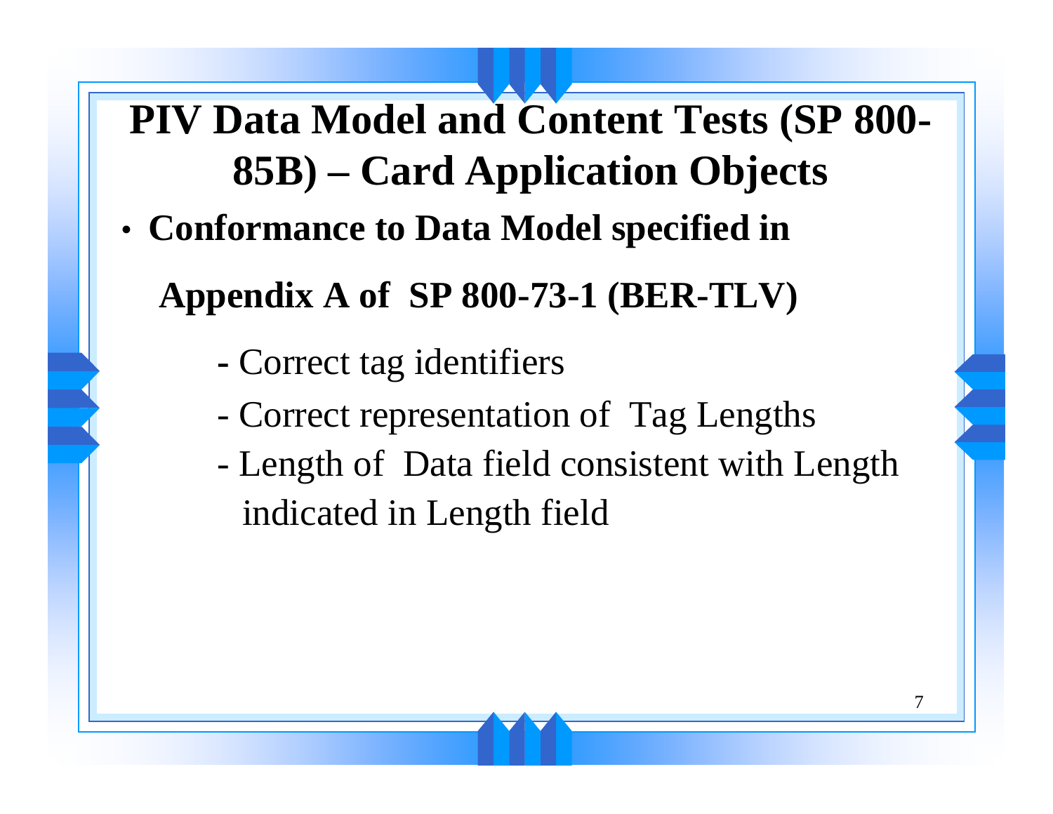# PIV Data Model and Content Tests (SP 800-85B) – Card Application Objects

- **Conformance to Data Model specified in Appendix A of SP 800-73-1 (BER-TLV)**
  - Correct tag identifiers
  - Correct representation of Tag Lengths
  - Length of Data field consistent with Length indicated in Length field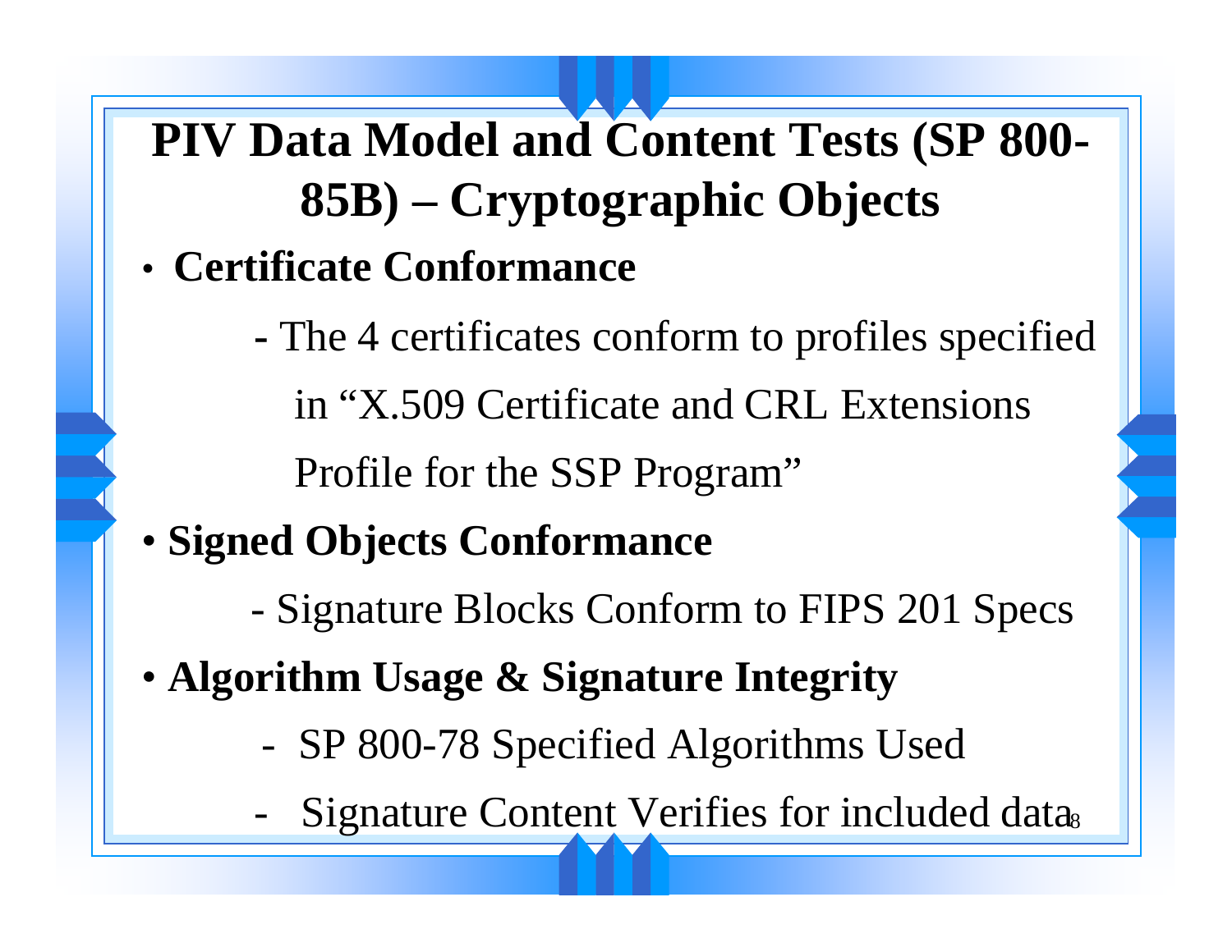# PIV Data Model and Content Tests (SP 800-85B) – Cryptographic Objects

- **Certificate Conformance**
  - The 4 certificates conform to profiles specified in "X.509 Certificate and CRL Extensions Profile for the SSP Program"
- **Signed Objects Conformance**
  - Signature Blocks Conform to FIPS 201 Specs
- **Algorithm Usage & Signature Integrity**
  - SP 800-78 Specified Algorithms Used
  - Signature Content Verifies for included data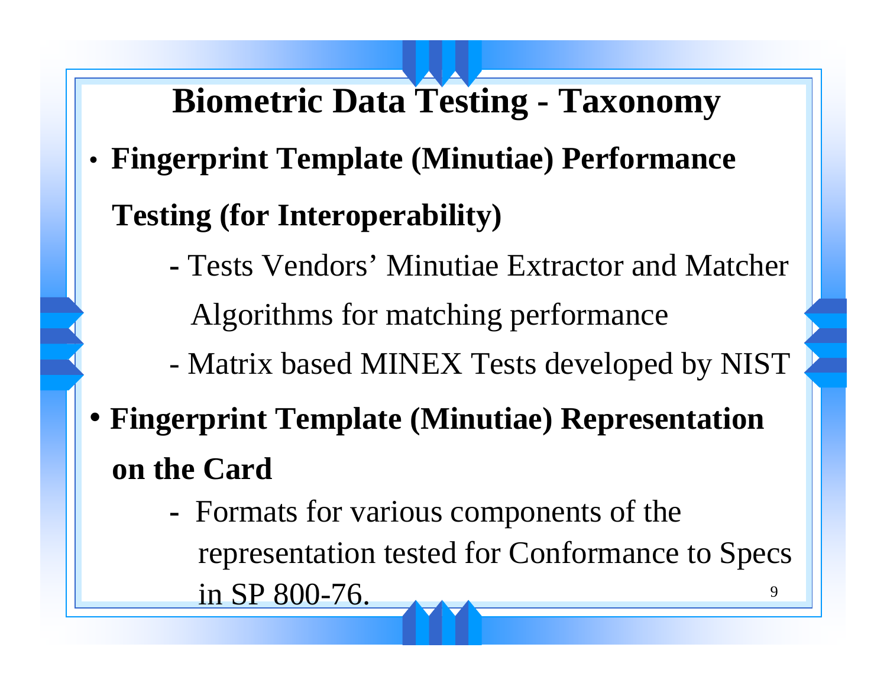# Biometric Data Testing - Taxonomy

- **Fingerprint Template (Minutiae) Performance Testing (for Interoperability)**
  - Tests Vendors' Minutiae Extractor and Matcher Algorithms for matching performance
  - Matrix based MINEX Tests developed by NIST
- **Fingerprint Template (Minutiae) Representation on the Card**
  - Formats for various components of the representation tested for Conformance to Specs in SP 800-76.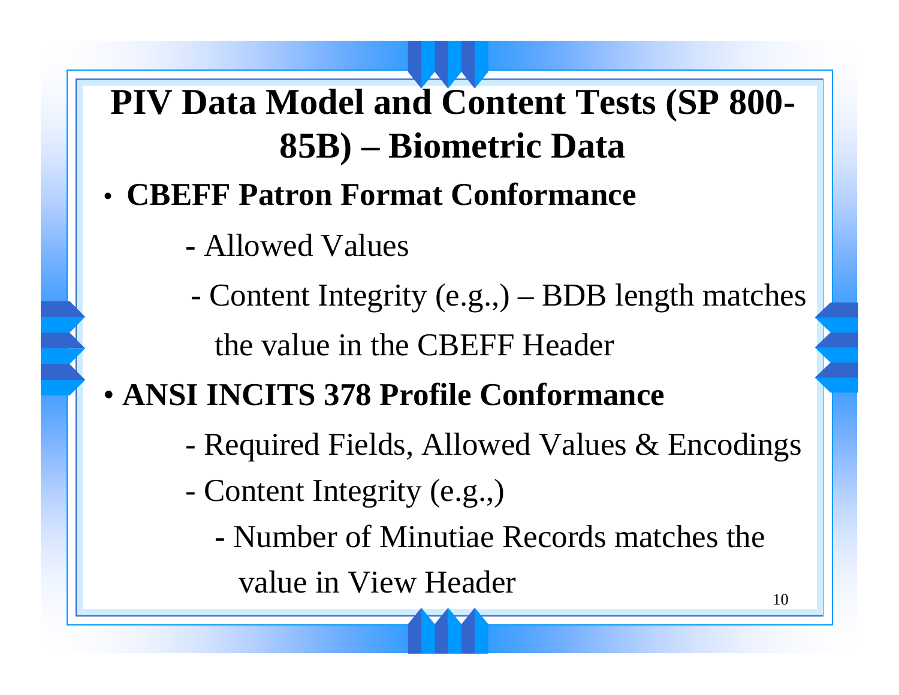# PIV Data Model and Content Tests (SP 800-85B) – Biometric Data

- **CBEFF Patron Format Conformance**
  - Allowed Values
  - Content Integrity (e.g.,) – BDB length matches the value in the CBEFF Header
- **ANSI INCITS 378 Profile Conformance**
  - Required Fields, Allowed Values & Encodings
  - Content Integrity (e.g.,)
    - Number of Minutiae Records matches the value in View Header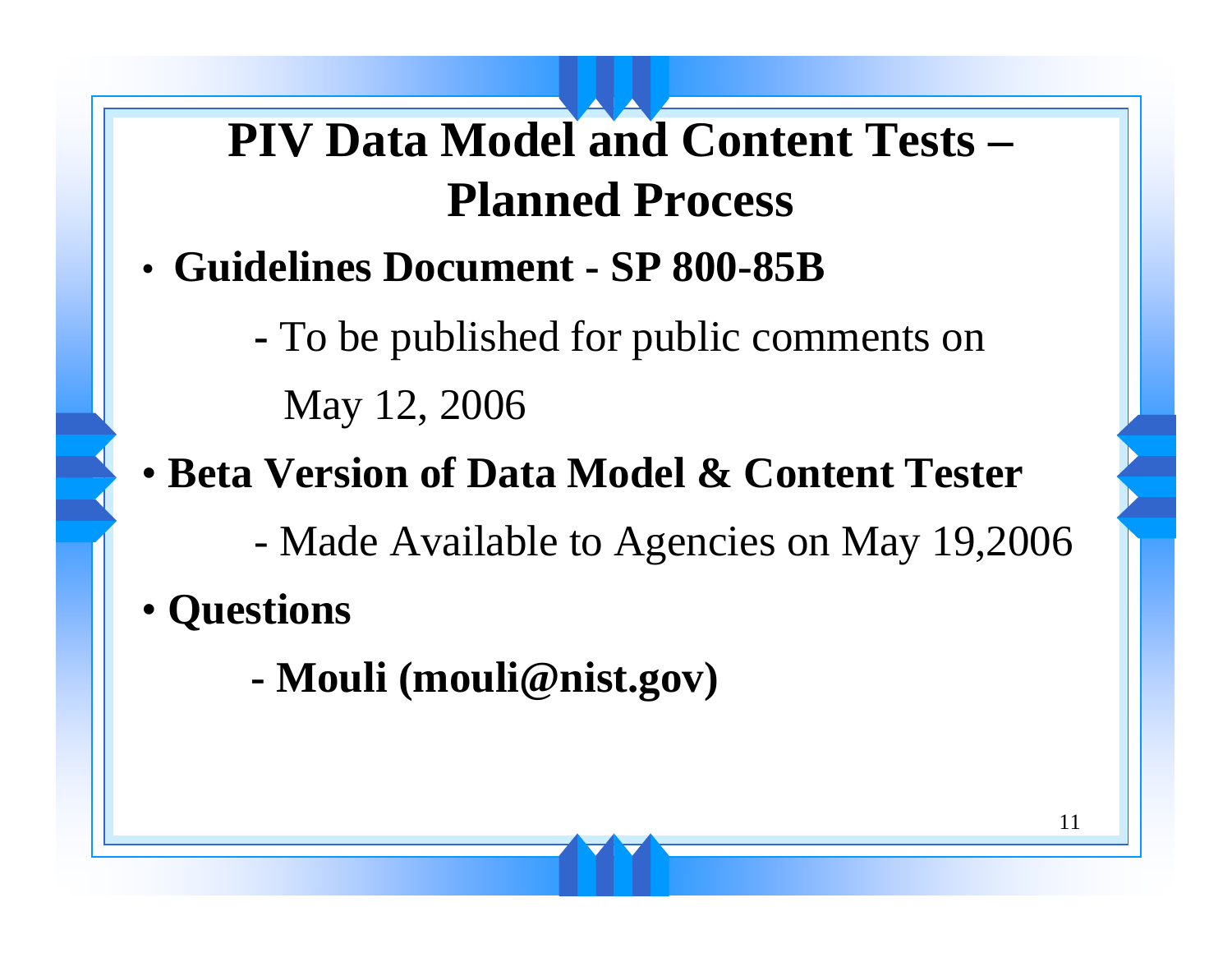# PIV Data Model and Content Tests – Planned Process

- **Guidelines Document - SP 800-85B**
  - To be published for public comments on May 12, 2006
- **Beta Version of Data Model & Content Tester**
  - Made Available to Agencies on May 19,2006
- **Questions**
  - **Mouli (mouli@nist.gov)**